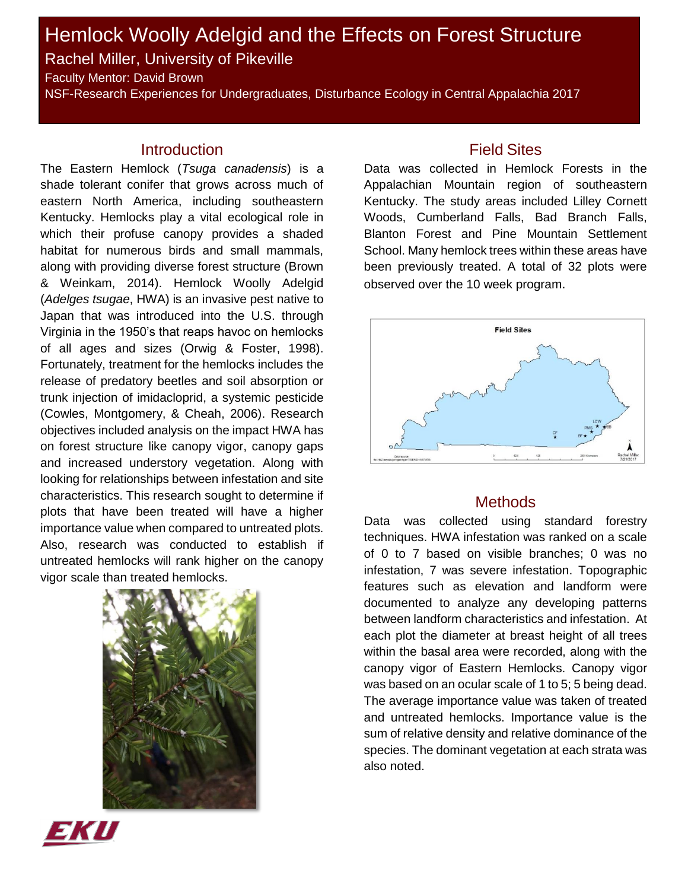# Hemlock Woolly Adelgid and the Effects on Forest Structure

Rachel Miller, University of Pikeville

Faculty Mentor: David Brown

NSF-Research Experiences for Undergraduates, Disturbance Ecology in Central Appalachia 2017

## Introduction

The Eastern Hemlock (*Tsuga canadensis*) is a shade tolerant conifer that grows across much of eastern North America, including southeastern Kentucky. Hemlocks play a vital ecological role in which their profuse canopy provides a shaded habitat for numerous birds and small mammals, along with providing diverse forest structure (Brown & Weinkam, 2014). Hemlock Woolly Adelgid (*Adelges tsugae*, HWA) is an invasive pest native to Japan that was introduced into the U.S. through Virginia in the 1950's that reaps havoc on hemlocks of all ages and sizes (Orwig & Foster, 1998). Fortunately, treatment for the hemlocks includes the release of predatory beetles and soil absorption or trunk injection of imidacloprid, a systemic pesticide (Cowles, Montgomery, & Cheah, 2006). Research objectives included analysis on the impact HWA has on forest structure like canopy vigor, canopy gaps and increased understory vegetation. Along with looking for relationships between infestation and site characteristics. This research sought to determine if plots that have been treated will have a higher importance value when compared to untreated plots. Also, research was conducted to establish if untreated hemlocks will rank higher on the canopy vigor scale than treated hemlocks.

## Field Sites

Data was collected in Hemlock Forests in the Appalachian Mountain region of southeastern Kentucky. The study areas included Lilley Cornett Woods, Cumberland Falls, Bad Branch Falls, Blanton Forest and Pine Mountain Settlement School. Many hemlock trees within these areas have been previously treated. A total of 32 plots were observed over the 10 week program.

Field Sites

LCW

PMS

BB

BF

CF

Rachel Miller
7/21/2017

## Methods

Data was collected using standard forestry techniques. HWA infestation was ranked on a scale of 0 to 7 based on visible branches; 0 was no infestation, 7 was severe infestation. Topographic features such as elevation and landform were documented to analyze any developing patterns between landform characteristics and infestation. At each plot the diameter at breast height of all trees within the basal area were recorded, along with the canopy vigor of Eastern Hemlocks. Canopy vigor was based on an ocular scale of 1 to 5; 5 being dead. The average importance value was taken of treated and untreated hemlocks. Importance value is the sum of relative density and relative dominance of the species. The dominant vegetation at each strata was also noted.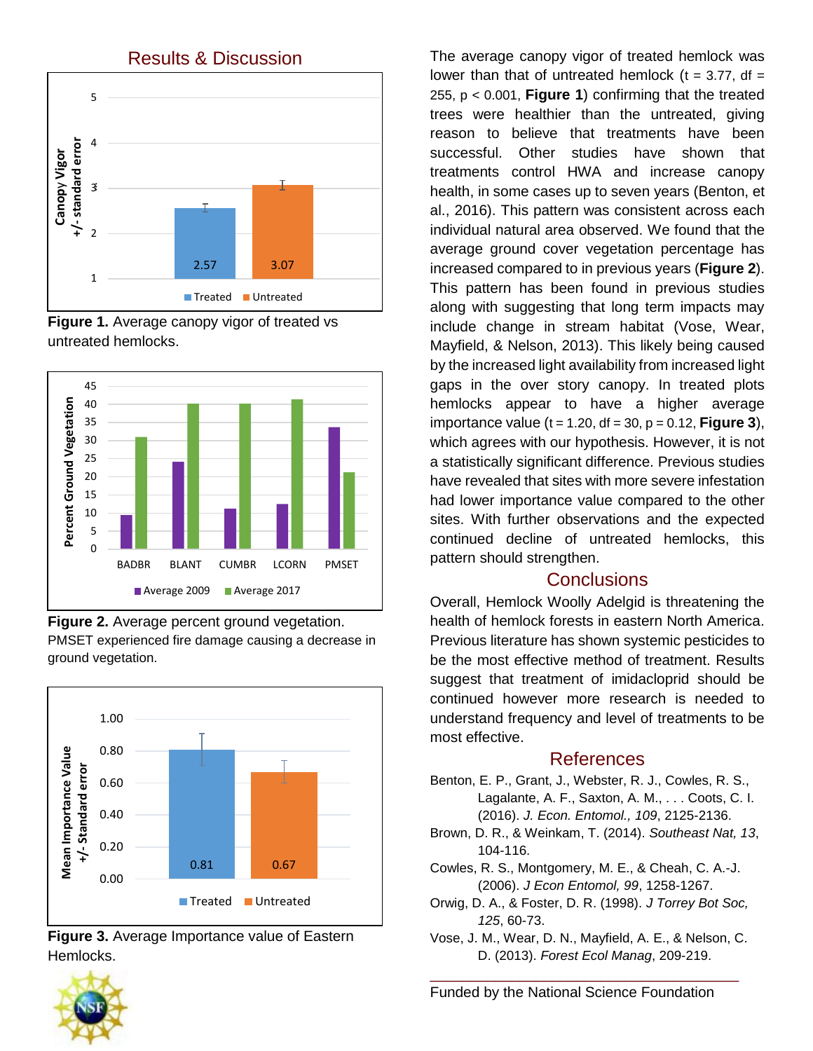## Results & Discussion

Canopy Vigor +/- standard error

5
4
3
2
1

2.57
3.07

Treated
Untreated

**Figure 1.** Average canopy vigor of treated vs untreated hemlocks.

Percent Ground Vegetation

45
40
35
30
25
20
15
10
5
0

BADBR
BLANT
CUMBR
LCORN
PMSET

Average 2009
Average 2017

**Figure 2.** Average percent ground vegetation. PMSET experienced fire damage causing a decrease in ground vegetation.

Mean Importance Value +/- Standard error

1.00
0.80
0.60
0.40
0.20
0.00

0.81
0.67

Treated
Untreated

**Figure 3.** Average Importance value of Eastern Hemlocks.

The average canopy vigor of treated hemlock was lower than that of untreated hemlock ($t = 3.77$, $df = 255$, $p < 0.001$, **Figure 1**) confirming that the treated trees were healthier than the untreated, giving reason to believe that treatments have been successful. Other studies have shown that treatments control HWA and increase canopy health, in some cases up to seven years (Benton, et al., 2016). This pattern was consistent across each individual natural area observed. We found that the average ground cover vegetation percentage has increased compared to in previous years (**Figure 2**). This pattern has been found in previous studies along with suggesting that long term impacts may include change in stream habitat (Vose, Wear, Mayfield, & Nelson, 2013). This likely being caused by the increased light availability from increased light gaps in the over story canopy. In treated plots hemlocks appear to have a higher average importance value ($t = 1.20$, $df = 30$, $p = 0.12$, **Figure 3**), which agrees with our hypothesis. However, it is not a statistically significant difference. Previous studies have revealed that sites with more severe infestation had lower importance value compared to the other sites. With further observations and the expected continued decline of untreated hemlocks, this pattern should strengthen.

## Conclusions

Overall, Hemlock Woolly Adelgid is threatening the health of hemlock forests in eastern North America. Previous literature has shown systemic pesticides to be the most effective method of treatment. Results suggest that treatment of imidacloprid should be continued however more research is needed to understand frequency and level of treatments to be most effective.

## References

Benton, E. P., Grant, J., Webster, R. J., Cowles, R. S., Lagalante, A. F., Saxton, A. M., . . . Coots, C. I. (2016). *J. Econ. Entomol., 109*, 2125-2136.

Brown, D. R., & Weinkam, T. (2014). *Southeast Nat, 13*, 104-116.

Cowles, R. S., Montgomery, M. E., & Cheah, C. A.-J. (2006). *J Econ Entomol, 99*, 1258-1267.

Orwig, D. A., & Foster, D. R. (1998). *J Torrey Bot Soc, 125*, 60-73.

Vose, J. M., Wear, D. N., Mayfield, A. E., & Nelson, C. D. (2013). *Forest Ecol Manag*, 209-219.

Funded by the National Science Foundation